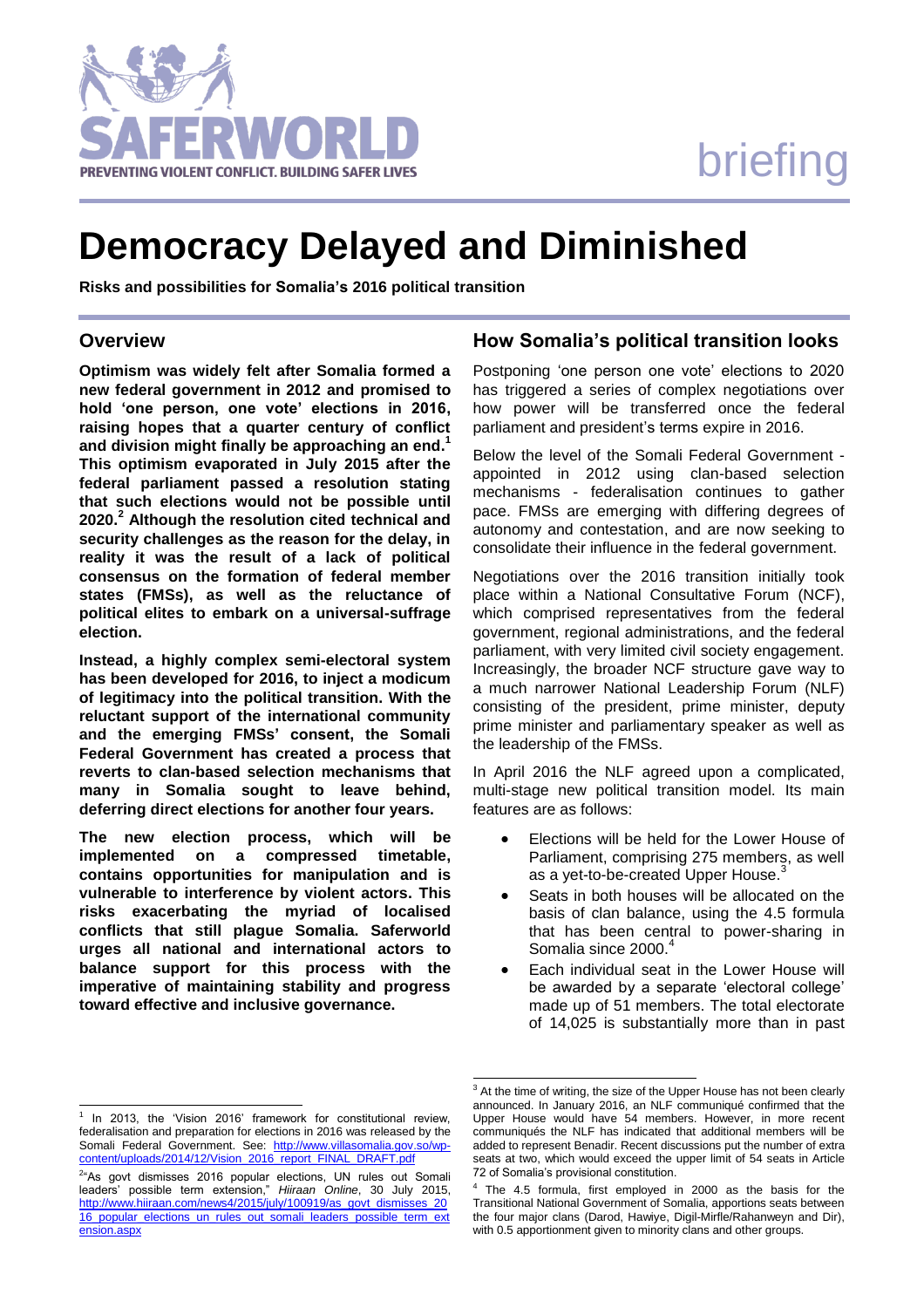SAFERWORLD
PREVENTING VIOLENT CONFLICT. BUILDING SAFER LIVES

briefing

# Democracy Delayed and Diminished

**Risks and possibilities for Somalia's 2016 political transition**

## Overview

**Optimism was widely felt after Somalia formed a new federal government in 2012 and promised to hold 'one person, one vote' elections in 2016, raising hopes that a quarter century of conflict and division might finally be approaching an end.[1] This optimism evaporated in July 2015 after the federal parliament passed a resolution stating that such elections would not be possible until 2020.[2] Although the resolution cited technical and security challenges as the reason for the delay, in reality it was the result of a lack of political consensus on the formation of federal member states (FMSs), as well as the reluctance of political elites to embark on a universal-suffrage election.**

**Instead, a highly complex semi-electoral system has been developed for 2016, to inject a modicum of legitimacy into the political transition. With the reluctant support of the international community and the emerging FMSs' consent, the Somali Federal Government has created a process that reverts to clan-based selection mechanisms that many in Somalia sought to leave behind, deferring direct elections for another four years.**

**The new election process, which will be implemented on a compressed timetable, contains opportunities for manipulation and is vulnerable to interference by violent actors. This risks exacerbating the myriad of localised conflicts that still plague Somalia. Saferworld urges all national and international actors to balance support for this process with the imperative of maintaining stability and progress toward effective and inclusive governance.**

## How Somalia's political transition looks

Postponing 'one person one vote' elections to 2020 has triggered a series of complex negotiations over how power will be transferred once the federal parliament and president's terms expire in 2016.

Below the level of the Somali Federal Government - appointed in 2012 using clan-based selection mechanisms - federalisation continues to gather pace. FMSs are emerging with differing degrees of autonomy and contestation, and are now seeking to consolidate their influence in the federal government.

Negotiations over the 2016 transition initially took place within a National Consultative Forum (NCF), which comprised representatives from the federal government, regional administrations, and the federal parliament, with very limited civil society engagement. Increasingly, the broader NCF structure gave way to a much narrower National Leadership Forum (NLF) consisting of the president, prime minister, deputy prime minister and parliamentary speaker as well as the leadership of the FMSs.

In April 2016 the NLF agreed upon a complicated, multi-stage new political transition model. Its main features are as follows:

- Elections will be held for the Lower House of Parliament, comprising 275 members, as well as a yet-to-be-created Upper House.[3]
- Seats in both houses will be allocated on the basis of clan balance, using the 4.5 formula that has been central to power-sharing in Somalia since 2000.[4]
- Each individual seat in the Lower House will be awarded by a separate 'electoral college' made up of 51 members. The total electorate of 14,025 is substantially more than in past

---

[1] In 2013, the 'Vision 2016' framework for constitutional review, federalisation and preparation for elections in 2016 was released by the Somali Federal Government. See: http://www.villasomalia.gov.so/wp-content/uploads/2014/12/Vision_2016_report_FINAL_DRAFT.pdf

[2] "As govt dismisses 2016 popular elections, UN rules out Somali leaders' possible term extension," *Hiiraan Online*, 30 July 2015, http://www.hiiraan.com/news4/2015/july/100919/as_govt_dismisses_2016_popular_elections_un_rules_out_somali_leaders_possible_term_extension.aspx

[3] At the time of writing, the size of the Upper House has not been clearly announced. In January 2016, an NLF communiqué confirmed that the Upper House would have 54 members. However, in more recent communiqués the NLF has indicated that additional members will be added to represent Benadir. Recent discussions put the number of extra seats at two, which would exceed the upper limit of 54 seats in Article 72 of Somalia's provisional constitution.

[4] The 4.5 formula, first employed in 2000 as the basis for the Transitional National Government of Somalia, apportions seats between the four major clans (Darod, Hawiye, Digil-Mirfle/Rahanweyn and Dir), with 0.5 apportionment given to minority clans and other groups.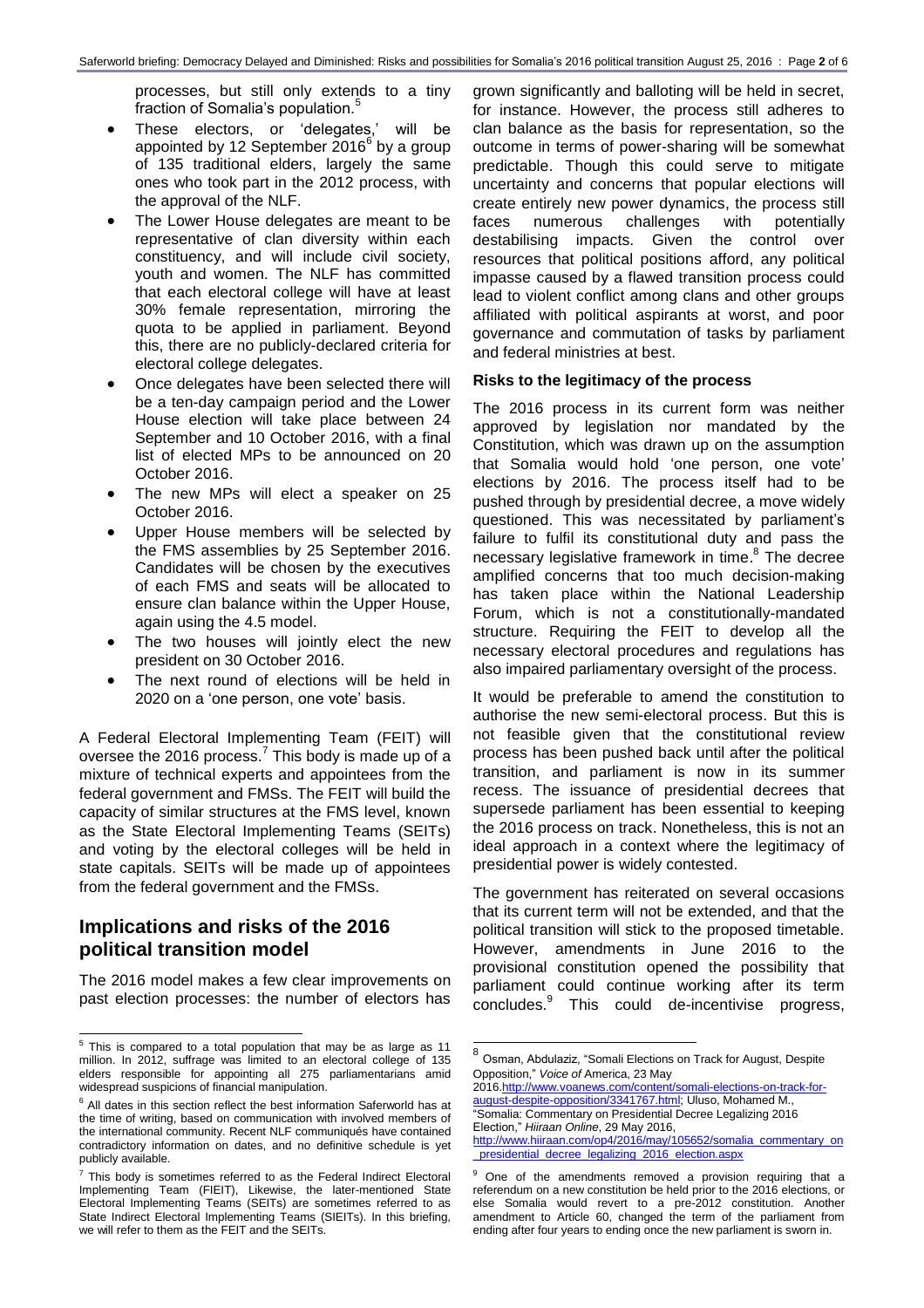processes, but still only extends to a tiny fraction of Somalia's population.[5]

- These electors, or 'delegates,' will be appointed by 12 September 2016[6] by a group of 135 traditional elders, largely the same ones who took part in the 2012 process, with the approval of the NLF.
- The Lower House delegates are meant to be representative of clan diversity within each constituency, and will include civil society, youth and women. The NLF has committed that each electoral college will have at least 30% female representation, mirroring the quota to be applied in parliament. Beyond this, there are no publicly-declared criteria for electoral college delegates.
- Once delegates have been selected there will be a ten-day campaign period and the Lower House election will take place between 24 September and 10 October 2016, with a final list of elected MPs to be announced on 20 October 2016.
- The new MPs will elect a speaker on 25 October 2016.
- Upper House members will be selected by the FMS assemblies by 25 September 2016. Candidates will be chosen by the executives of each FMS and seats will be allocated to ensure clan balance within the Upper House, again using the 4.5 model.
- The two houses will jointly elect the new president on 30 October 2016.
- The next round of elections will be held in 2020 on a 'one person, one vote' basis.

A Federal Electoral Implementing Team (FEIT) will oversee the 2016 process.[7] This body is made up of a mixture of technical experts and appointees from the federal government and FMSs. The FEIT will build the capacity of similar structures at the FMS level, known as the State Electoral Implementing Teams (SEITs) and voting by the electoral colleges will be held in state capitals. SEITs will be made up of appointees from the federal government and the FMSs.

## Implications and risks of the 2016 political transition model

The 2016 model makes a few clear improvements on past election processes: the number of electors has grown significantly and balloting will be held in secret, for instance. However, the process still adheres to clan balance as the basis for representation, so the outcome in terms of power-sharing will be somewhat predictable. Though this could serve to mitigate uncertainty and concerns that popular elections will create entirely new power dynamics, the process still faces numerous challenges with potentially destabilising impacts. Given the control over resources that political positions afford, any political impasse caused by a flawed transition process could lead to violent conflict among clans and other groups affiliated with political aspirants at worst, and poor governance and commutation of tasks by parliament and federal ministries at best.

### Risks to the legitimacy of the process

The 2016 process in its current form was neither approved by legislation nor mandated by the Constitution, which was drawn up on the assumption that Somalia would hold 'one person, one vote' elections by 2016. The process itself had to be pushed through by presidential decree, a move widely questioned. This was necessitated by parliament's failure to fulfil its constitutional duty and pass the necessary legislative framework in time.[8] The decree amplified concerns that too much decision-making has taken place within the National Leadership Forum, which is not a constitutionally-mandated structure. Requiring the FEIT to develop all the necessary electoral procedures and regulations has also impaired parliamentary oversight of the process.

It would be preferable to amend the constitution to authorise the new semi-electoral process. But this is not feasible given that the constitutional review process has been pushed back until after the political transition, and parliament is now in its summer recess. The issuance of presidential decrees that supersede parliament has been essential to keeping the 2016 process on track. Nonetheless, this is not an ideal approach in a context where the legitimacy of presidential power is widely contested.

The government has reiterated on several occasions that its current term will not be extended, and that the political transition will stick to the proposed timetable. However, amendments in June 2016 to the provisional constitution opened the possibility that parliament could continue working after its term concludes.[9] This could de-incentivise progress,

---

[5] This is compared to a total population that may be as large as 11 million. In 2012, suffrage was limited to an electoral college of 135 elders responsible for appointing all 275 parliamentarians amid widespread suspicions of financial manipulation.

[6] All dates in this section reflect the best information Saferworld has at the time of writing, based on communication with involved members of the international community. Recent NLF communiqués have contained contradictory information on dates, and no definitive schedule is yet publicly available.

[7] This body is sometimes referred to as the Federal Indirect Electoral Implementing Team (FIEIT), Likewise, the later-mentioned State Electoral Implementing Teams (SEITs) are sometimes referred to as State Indirect Electoral Implementing Teams (SIEITs). In this briefing, we will refer to them as the FEIT and the SEITs.

[8] Osman, Abdulaziz, "Somali Elections on Track for August, Despite Opposition," *Voice of* America, 23 May 2016.http://www.voanews.com/content/somali-elections-on-track-for-august-despite-opposition/3341767.html; Uluso, Mohamed M., "Somalia: Commentary on Presidential Decree Legalizing 2016 Election," *Hiiraan Online*, 29 May 2016, http://www.hiiraan.com/op4/2016/may/105652/somalia_commentary_on_presidential_decree_legalizing_2016_election.aspx

[9] One of the amendments removed a provision requiring that a referendum on a new constitution be held prior to the 2016 elections, or else Somalia would revert to a pre-2012 constitution. Another amendment to Article 60, changed the term of the parliament from ending after four years to ending once the new parliament is sworn in.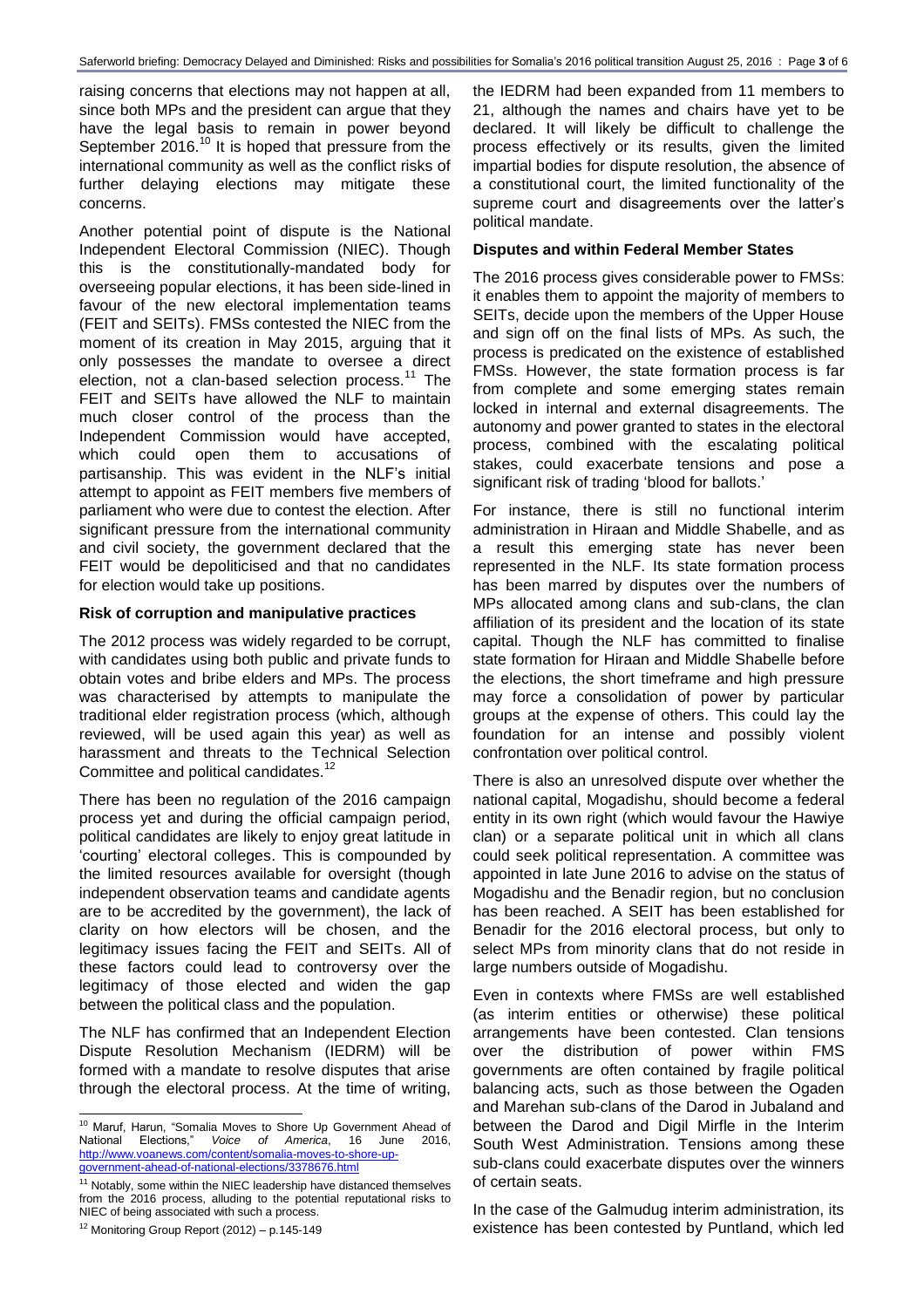raising concerns that elections may not happen at all, since both MPs and the president can argue that they have the legal basis to remain in power beyond September 2016.[10] It is hoped that pressure from the international community as well as the conflict risks of further delaying elections may mitigate these concerns.

Another potential point of dispute is the National Independent Electoral Commission (NIEC). Though this is the constitutionally-mandated body for overseeing popular elections, it has been side-lined in favour of the new electoral implementation teams (FEIT and SEITs). FMSs contested the NIEC from the moment of its creation in May 2015, arguing that it only possesses the mandate to oversee a direct election, not a clan-based selection process.[11] The FEIT and SEITs have allowed the NLF to maintain much closer control of the process than the Independent Commission would have accepted, which could open them to accusations of partisanship. This was evident in the NLF's initial attempt to appoint as FEIT members five members of parliament who were due to contest the election. After significant pressure from the international community and civil society, the government declared that the FEIT would be depoliticised and that no candidates for election would take up positions.

### Risk of corruption and manipulative practices

The 2012 process was widely regarded to be corrupt, with candidates using both public and private funds to obtain votes and bribe elders and MPs. The process was characterised by attempts to manipulate the traditional elder registration process (which, although reviewed, will be used again this year) as well as harassment and threats to the Technical Selection Committee and political candidates.[12]

There has been no regulation of the 2016 campaign process yet and during the official campaign period, political candidates are likely to enjoy great latitude in 'courting' electoral colleges. This is compounded by the limited resources available for oversight (though independent observation teams and candidate agents are to be accredited by the government), the lack of clarity on how electors will be chosen, and the legitimacy issues facing the FEIT and SEITs. All of these factors could lead to controversy over the legitimacy of those elected and widen the gap between the political class and the population.

The NLF has confirmed that an Independent Election Dispute Resolution Mechanism (IEDRM) will be formed with a mandate to resolve disputes that arise through the electoral process. At the time of writing, the IEDRM had been expanded from 11 members to 21, although the names and chairs have yet to be declared. It will likely be difficult to challenge the process effectively or its results, given the limited impartial bodies for dispute resolution, the absence of a constitutional court, the limited functionality of the supreme court and disagreements over the latter's political mandate.

### Disputes and within Federal Member States

The 2016 process gives considerable power to FMSs: it enables them to appoint the majority of members to SEITs, decide upon the members of the Upper House and sign off on the final lists of MPs. As such, the process is predicated on the existence of established FMSs. However, the state formation process is far from complete and some emerging states remain locked in internal and external disagreements. The autonomy and power granted to states in the electoral process, combined with the escalating political stakes, could exacerbate tensions and pose a significant risk of trading 'blood for ballots.'

For instance, there is still no functional interim administration in Hiraan and Middle Shabelle, and as a result this emerging state has never been represented in the NLF. Its state formation process has been marred by disputes over the numbers of MPs allocated among clans and sub-clans, the clan affiliation of its president and the location of its state capital. Though the NLF has committed to finalise state formation for Hiraan and Middle Shabelle before the elections, the short timeframe and high pressure may force a consolidation of power by particular groups at the expense of others. This could lay the foundation for an intense and possibly violent confrontation over political control.

There is also an unresolved dispute over whether the national capital, Mogadishu, should become a federal entity in its own right (which would favour the Hawiye clan) or a separate political unit in which all clans could seek political representation. A committee was appointed in late June 2016 to advise on the status of Mogadishu and the Benadir region, but no conclusion has been reached. A SEIT has been established for Benadir for the 2016 electoral process, but only to select MPs from minority clans that do not reside in large numbers outside of Mogadishu.

Even in contexts where FMSs are well established (as interim entities or otherwise) these political arrangements have been contested. Clan tensions over the distribution of power within FMS governments are often contained by fragile political balancing acts, such as those between the Ogaden and Marehan sub-clans of the Darod in Jubaland and between the Darod and Digil Mirfle in the Interim South West Administration. Tensions among these sub-clans could exacerbate disputes over the winners of certain seats.

In the case of the Galmudug interim administration, its existence has been contested by Puntland, which led

---

[10] Maruf, Harun, "Somalia Moves to Shore Up Government Ahead of National Elections," *Voice of America*, 16 June 2016, http://www.voanews.com/content/somalia-moves-to-shore-up-government-ahead-of-national-elections/3378676.html

[11] Notably, some within the NIEC leadership have distanced themselves from the 2016 process, alluding to the potential reputational risks to NIEC of being associated with such a process.

[12] Monitoring Group Report (2012) – p.145-149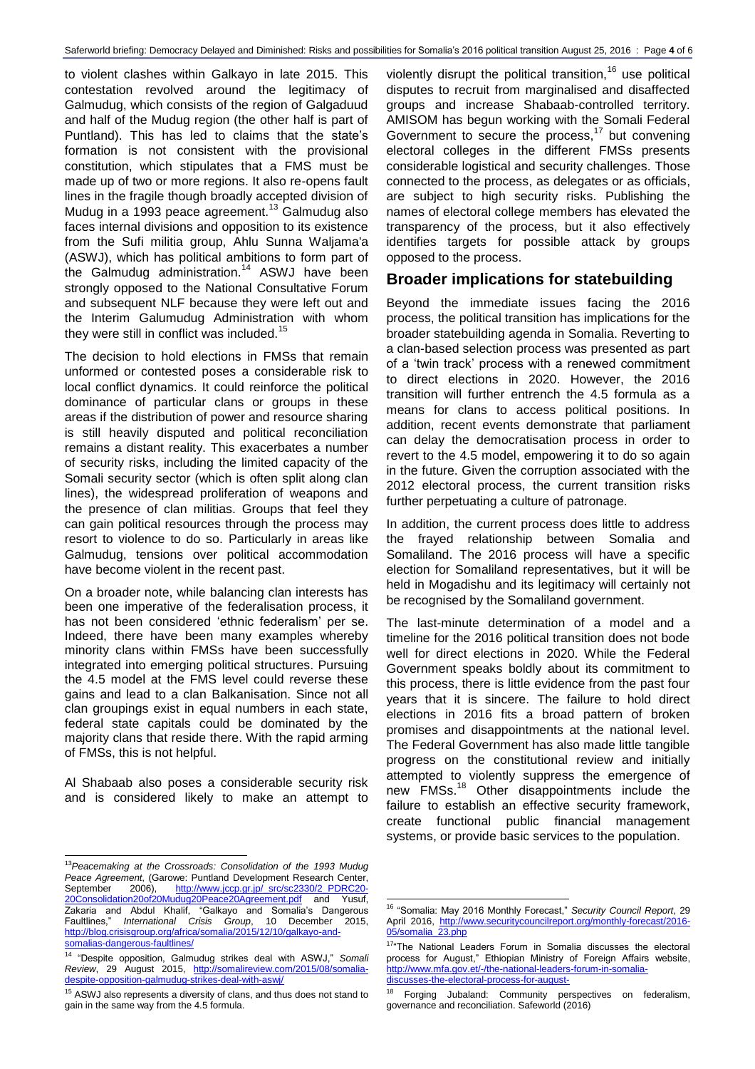to violent clashes within Galkayo in late 2015. This contestation revolved around the legitimacy of Galmudug, which consists of the region of Galgaduud and half of the Mudug region (the other half is part of Puntland). This has led to claims that the state's formation is not consistent with the provisional constitution, which stipulates that a FMS must be made up of two or more regions. It also re-opens fault lines in the fragile though broadly accepted division of Mudug in a 1993 peace agreement.[13] Galmudug also faces internal divisions and opposition to its existence from the Sufi militia group, Ahlu Sunna Waljama'a (ASWJ), which has political ambitions to form part of the Galmudug administration.[14] ASWJ have been strongly opposed to the National Consultative Forum and subsequent NLF because they were left out and the Interim Galumudug Administration with whom they were still in conflict was included.[15]

The decision to hold elections in FMSs that remain unformed or contested poses a considerable risk to local conflict dynamics. It could reinforce the political dominance of particular clans or groups in these areas if the distribution of power and resource sharing is still heavily disputed and political reconciliation remains a distant reality. This exacerbates a number of security risks, including the limited capacity of the Somali security sector (which is often split along clan lines), the widespread proliferation of weapons and the presence of clan militias. Groups that feel they can gain political resources through the process may resort to violence to do so. Particularly in areas like Galmudug, tensions over political accommodation have become violent in the recent past.

On a broader note, while balancing clan interests has been one imperative of the federalisation process, it has not been considered 'ethnic federalism' per se. Indeed, there have been many examples whereby minority clans within FMSs have been successfully integrated into emerging political structures. Pursuing the 4.5 model at the FMS level could reverse these gains and lead to a clan Balkanisation. Since not all clan groupings exist in equal numbers in each state, federal state capitals could be dominated by the majority clans that reside there. With the rapid arming of FMSs, this is not helpful.

Al Shabaab also poses a considerable security risk and is considered likely to make an attempt to violently disrupt the political transition,[16] use political disputes to recruit from marginalised and disaffected groups and increase Shabaab-controlled territory. AMISOM has begun working with the Somali Federal Government to secure the process,[17] but convening electoral colleges in the different FMSs presents considerable logistical and security challenges. Those connected to the process, as delegates or as officials, are subject to high security risks. Publishing the names of electoral college members has elevated the transparency of the process, but it also effectively identifies targets for possible attack by groups opposed to the process.

## Broader implications for statebuilding

Beyond the immediate issues facing the 2016 process, the political transition has implications for the broader statebuilding agenda in Somalia. Reverting to a clan-based selection process was presented as part of a 'twin track' process with a renewed commitment to direct elections in 2020. However, the 2016 transition will further entrench the 4.5 formula as a means for clans to access political positions. In addition, recent events demonstrate that parliament can delay the democratisation process in order to revert to the 4.5 model, empowering it to do so again in the future. Given the corruption associated with the 2012 electoral process, the current transition risks further perpetuating a culture of patronage.

In addition, the current process does little to address the frayed relationship between Somalia and Somaliland. The 2016 process will have a specific election for Somaliland representatives, but it will be held in Mogadishu and its legitimacy will certainly not be recognised by the Somaliland government.

The last-minute determination of a model and a timeline for the 2016 political transition does not bode well for direct elections in 2020. While the Federal Government speaks boldly about its commitment to this process, there is little evidence from the past four years that it is sincere. The failure to hold direct elections in 2016 fits a broad pattern of broken promises and disappointments at the national level. The Federal Government has also made little tangible progress on the constitutional review and initially attempted to violently suppress the emergence of new FMSs.[18] Other disappointments include the failure to establish an effective security framework, create functional public financial management systems, or provide basic services to the population.

---

[13] *Peacemaking at the Crossroads: Consolidation of the 1993 Mudug Peace Agreement*, (Garowe: Puntland Development Research Center, September 2006), http://www.jccp.gr.jp/_src/sc2330/2_PDRC20-20Consolidation20of20Mudug20Peace20Agreement.pdf and Yusuf, Zakaria and Abdul Khalif, "Galkayo and Somalia's Dangerous Faultlines," *International Crisis Group*, 10 December 2015, http://blog.crisisgroup.org/africa/somalia/2015/12/10/galkayo-and-somalias-dangerous-faultlines/

[14] "Despite opposition, Galmudug strikes deal with ASWJ," *Somali Review*, 29 August 2015, http://somalireview.com/2015/08/somalia-despite-opposition-galmudug-strikes-deal-with-aswj/

[15] ASWJ also represents a diversity of clans, and thus does not stand to gain in the same way from the 4.5 formula.

[16] "Somalia: May 2016 Monthly Forecast," *Security Council Report*, 29 April 2016, http://www.securitycouncilreport.org/monthly-forecast/2016-05/somalia_23.php

[17] "The National Leaders Forum in Somalia discusses the electoral process for August," Ethiopian Ministry of Foreign Affairs website, http://www.mfa.gov.et/-/the-national-leaders-forum-in-somalia-discusses-the-electoral-process-for-august-

[18] Forging Jubaland: Community perspectives on federalism, governance and reconciliation. Safeworld (2016)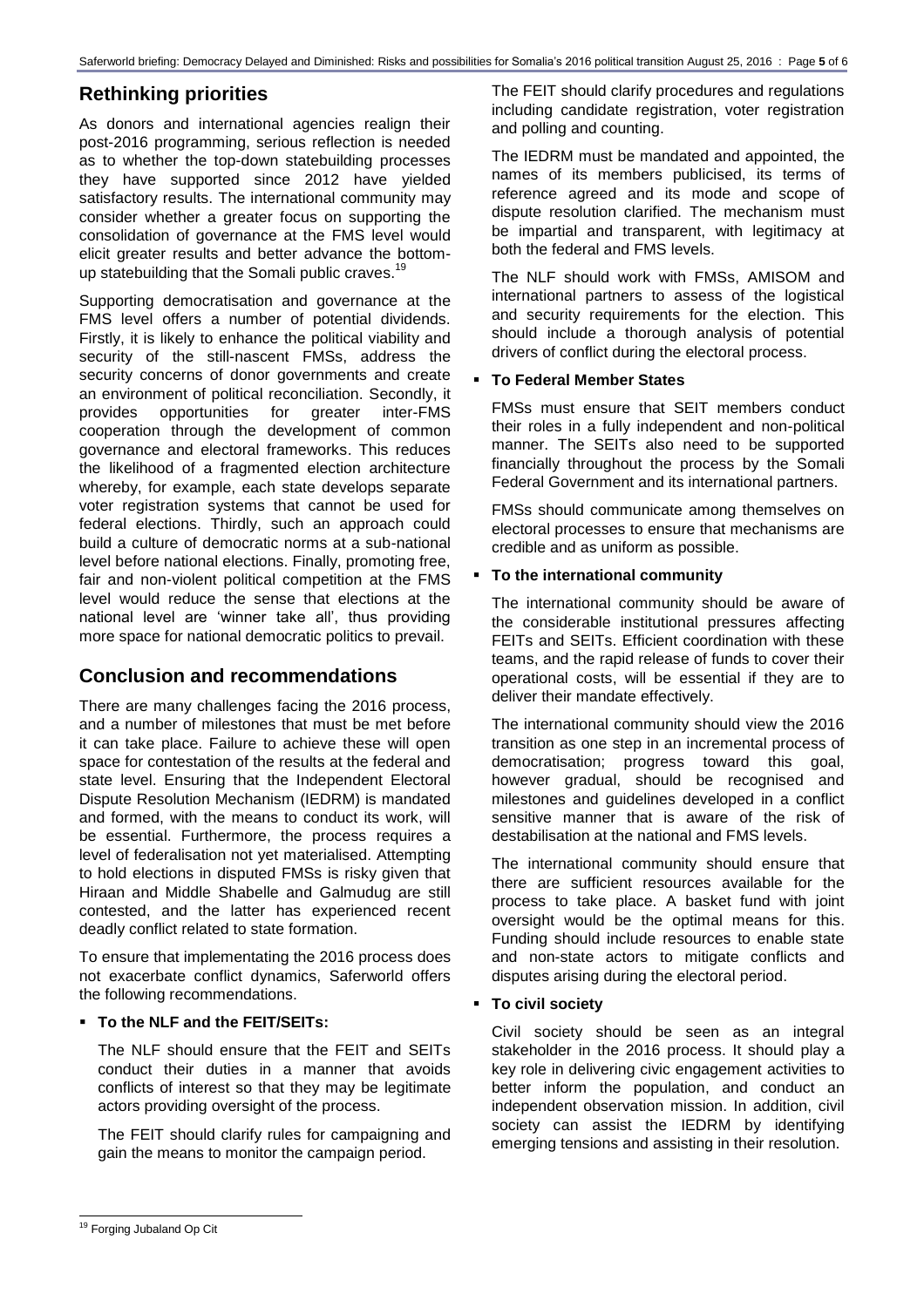## Rethinking priorities

As donors and international agencies realign their post-2016 programming, serious reflection is needed as to whether the top-down statebuilding processes they have supported since 2012 have yielded satisfactory results. The international community may consider whether a greater focus on supporting the consolidation of governance at the FMS level would elicit greater results and better advance the bottom-up statebuilding that the Somali public craves.[19]

Supporting democratisation and governance at the FMS level offers a number of potential dividends. Firstly, it is likely to enhance the political viability and security of the still-nascent FMSs, address the security concerns of donor governments and create an environment of political reconciliation. Secondly, it provides opportunities for greater inter-FMS cooperation through the development of common governance and electoral frameworks. This reduces the likelihood of a fragmented election architecture whereby, for example, each state develops separate voter registration systems that cannot be used for federal elections. Thirdly, such an approach could build a culture of democratic norms at a sub-national level before national elections. Finally, promoting free, fair and non-violent political competition at the FMS level would reduce the sense that elections at the national level are 'winner take all', thus providing more space for national democratic politics to prevail.

## Conclusion and recommendations

There are many challenges facing the 2016 process, and a number of milestones that must be met before it can take place. Failure to achieve these will open space for contestation of the results at the federal and state level. Ensuring that the Independent Electoral Dispute Resolution Mechanism (IEDRM) is mandated and formed, with the means to conduct its work, will be essential. Furthermore, the process requires a level of federalisation not yet materialised. Attempting to hold elections in disputed FMSs is risky given that Hiraan and Middle Shabelle and Galmudug are still contested, and the latter has experienced recent deadly conflict related to state formation.

To ensure that implementating the 2016 process does not exacerbate conflict dynamics, Saferworld offers the following recommendations.

- **To the NLF and the FEIT/SEITs:**

  The NLF should ensure that the FEIT and SEITs conduct their duties in a manner that avoids conflicts of interest so that they may be legitimate actors providing oversight of the process.

  The FEIT should clarify rules for campaigning and gain the means to monitor the campaign period.

  The FEIT should clarify procedures and regulations including candidate registration, voter registration and polling and counting.

  The IEDRM must be mandated and appointed, the names of its members publicised, its terms of reference agreed and its mode and scope of dispute resolution clarified. The mechanism must be impartial and transparent, with legitimacy at both the federal and FMS levels.

  The NLF should work with FMSs, AMISOM and international partners to assess of the logistical and security requirements for the election. This should include a thorough analysis of potential drivers of conflict during the electoral process.

- **To Federal Member States**

  FMSs must ensure that SEIT members conduct their roles in a fully independent and non-political manner. The SEITs also need to be supported financially throughout the process by the Somali Federal Government and its international partners.

  FMSs should communicate among themselves on electoral processes to ensure that mechanisms are credible and as uniform as possible.

- **To the international community**

  The international community should be aware of the considerable institutional pressures affecting FEITs and SEITs. Efficient coordination with these teams, and the rapid release of funds to cover their operational costs, will be essential if they are to deliver their mandate effectively.

  The international community should view the 2016 transition as one step in an incremental process of democratisation; progress toward this goal, however gradual, should be recognised and milestones and guidelines developed in a conflict sensitive manner that is aware of the risk of destabilisation at the national and FMS levels.

  The international community should ensure that there are sufficient resources available for the process to take place. A basket fund with joint oversight would be the optimal means for this. Funding should include resources to enable state and non-state actors to mitigate conflicts and disputes arising during the electoral period.

- **To civil society**

  Civil society should be seen as an integral stakeholder in the 2016 process. It should play a key role in delivering civic engagement activities to better inform the population, and conduct an independent observation mission. In addition, civil society can assist the IEDRM by identifying emerging tensions and assisting in their resolution.

---

[19] Forging Jubaland Op Cit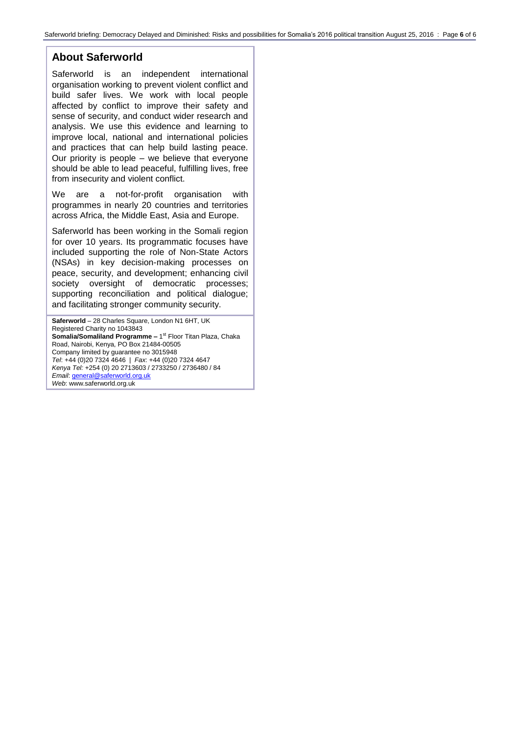## About Saferworld

Saferworld is an independent international organisation working to prevent violent conflict and build safer lives. We work with local people affected by conflict to improve their safety and sense of security, and conduct wider research and analysis. We use this evidence and learning to improve local, national and international policies and practices that can help build lasting peace. Our priority is people – we believe that everyone should be able to lead peaceful, fulfilling lives, free from insecurity and violent conflict.

We are a not-for-profit organisation with programmes in nearly 20 countries and territories across Africa, the Middle East, Asia and Europe.

Saferworld has been working in the Somali region for over 10 years. Its programmatic focuses have included supporting the role of Non-State Actors (NSAs) in key decision-making processes on peace, security, and development; enhancing civil society oversight of democratic processes; supporting reconciliation and political dialogue; and facilitating stronger community security.

**Saferworld** – 28 Charles Square, London N1 6HT, UK
Registered Charity no 1043843
**Somalia/Somaliland Programme –** 1st Floor Titan Plaza, Chaka Road, Nairobi, Kenya, PO Box 21484-00505
Company limited by guarantee no 3015948
*Tel*: +44 (0)20 7324 4646 | *Fax*: +44 (0)20 7324 4647
*Kenya Tel:* +254 (0) 20 2713603 / 2733250 / 2736480 / 84
*Email*: general@saferworld.org.uk
*Web*: www.saferworld.org.uk